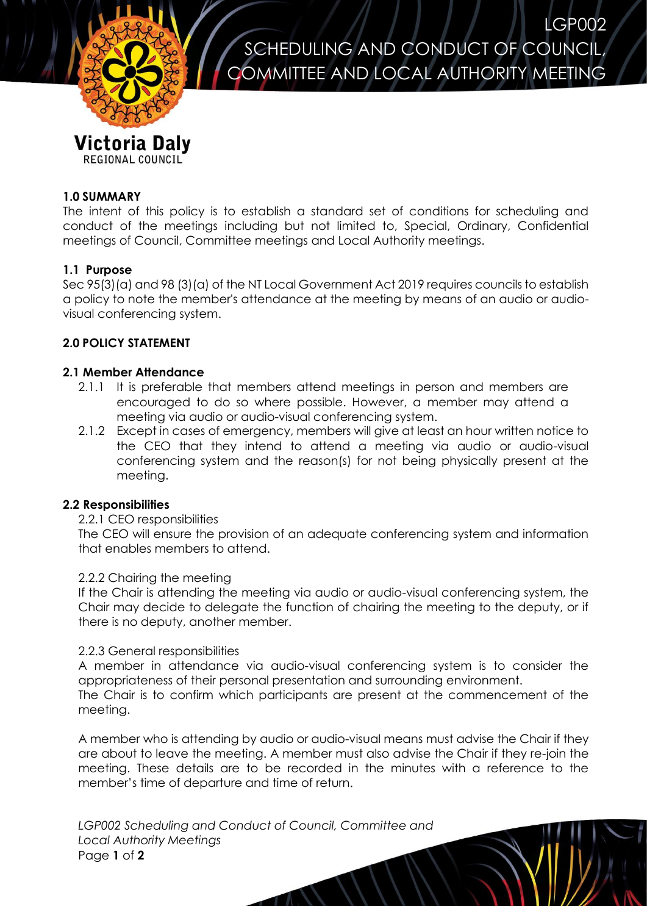Victoria Daly
REGIONAL COUNCIL

# LGP002
# SCHEDULING AND CONDUCT OF COUNCIL, COMMITTEE AND LOCAL AUTHORITY MEETING

## 1.0 SUMMARY

The intent of this policy is to establish a standard set of conditions for scheduling and conduct of the meetings including but not limited to, Special, Ordinary, Confidential meetings of Council, Committee meetings and Local Authority meetings.

### 1.1 Purpose

Sec 95(3)(a) and 98 (3)(a) of the NT Local Government Act 2019 requires councils to establish a policy to note the member's attendance at the meeting by means of an audio or audio-visual conferencing system.

## 2.0 POLICY STATEMENT

### 2.1 Member Attendance

2.1.1 It is preferable that members attend meetings in person and members are encouraged to do so where possible. However, a member may attend a meeting via audio or audio-visual conferencing system.

2.1.2 Except in cases of emergency, members will give at least an hour written notice to the CEO that they intend to attend a meeting via audio or audio-visual conferencing system and the reason(s) for not being physically present at the meeting.

### 2.2 Responsibilities

2.2.1 CEO responsibilities

The CEO will ensure the provision of an adequate conferencing system and information that enables members to attend.

2.2.2 Chairing the meeting

If the Chair is attending the meeting via audio or audio-visual conferencing system, the Chair may decide to delegate the function of chairing the meeting to the deputy, or if there is no deputy, another member.

2.2.3 General responsibilities

A member in attendance via audio-visual conferencing system is to consider the appropriateness of their personal presentation and surrounding environment.

The Chair is to confirm which participants are present at the commencement of the meeting.

A member who is attending by audio or audio-visual means must advise the Chair if they are about to leave the meeting. A member must also advise the Chair if they re-join the meeting. These details are to be recorded in the minutes with a reference to the member's time of departure and time of return.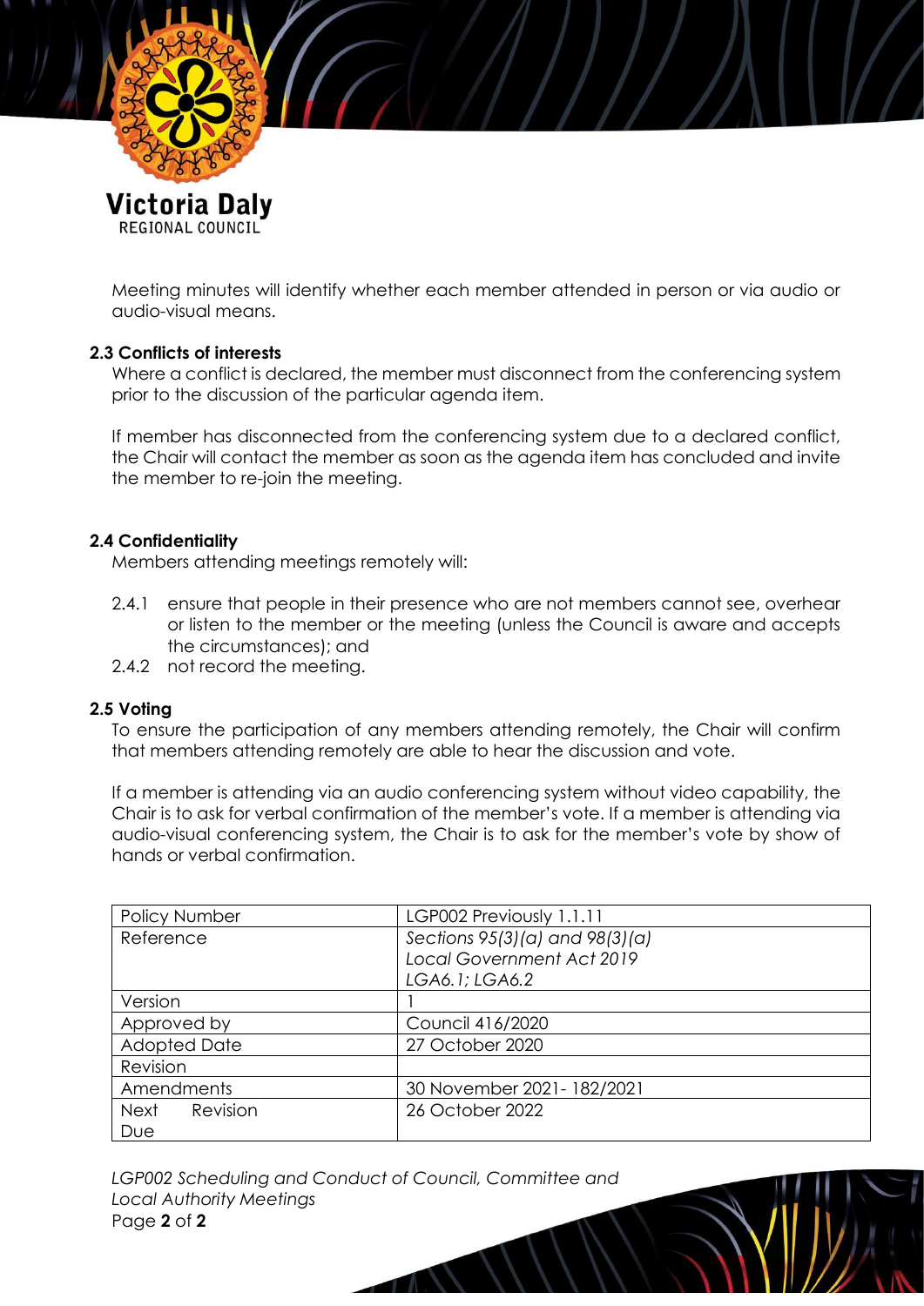Meeting minutes will identify whether each member attended in person or via audio or audio-visual means.

### 2.3 Conflicts of interests

Where a conflict is declared, the member must disconnect from the conferencing system prior to the discussion of the particular agenda item.

If member has disconnected from the conferencing system due to a declared conflict, the Chair will contact the member as soon as the agenda item has concluded and invite the member to re-join the meeting.

### 2.4 Confidentiality

Members attending meetings remotely will:

2.4.1 ensure that people in their presence who are not members cannot see, overhear or listen to the member or the meeting (unless the Council is aware and accepts the circumstances); and

2.4.2 not record the meeting.

### 2.5 Voting

To ensure the participation of any members attending remotely, the Chair will confirm that members attending remotely are able to hear the discussion and vote.

If a member is attending via an audio conferencing system without video capability, the Chair is to ask for verbal confirmation of the member's vote. If a member is attending via audio-visual conferencing system, the Chair is to ask for the member's vote by show of hands or verbal confirmation.

| | |
|---|---|
| Policy Number | LGP002 Previously 1.1.11 |
| Reference | *Sections 95(3)(a) and 98(3)(a)*<br>*Local Government Act 2019*<br>*LGA6.1; LGA6.2* |
| Version | 1 |
| Approved by | Council 416/2020 |
| Adopted Date | 27 October 2020 |
| Revision | |
| Amendments | 30 November 2021- 182/2021 |
| Next Revision Due | 26 October 2022 |